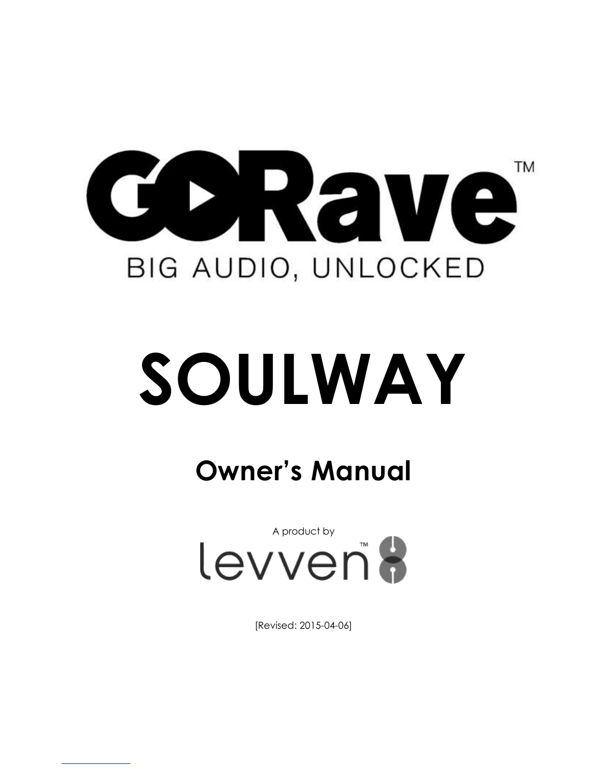# GORave™

BIG AUDIO, UNLOCKED

# SOULWAY

## Owner's Manual

A product by

levven™

[Revised: 2015-04-06]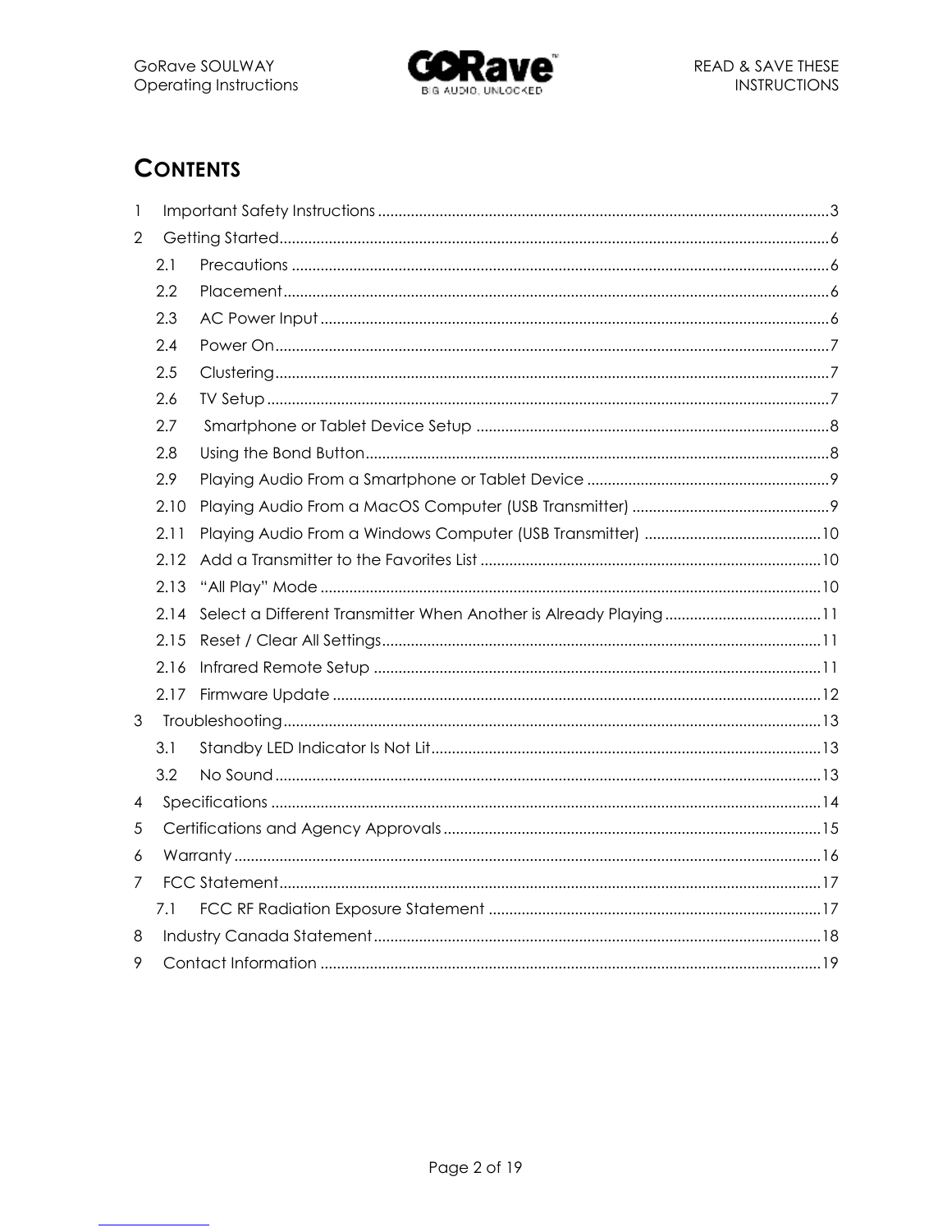# CONTENTS

1 Important Safety Instructions ........ 3
2 Getting Started ........ 6
  2.1 Precautions ........ 6
  2.2 Placement ........ 6
  2.3 AC Power Input ........ 6
  2.4 Power On ........ 7
  2.5 Clustering ........ 7
  2.6 TV Setup ........ 7
  2.7 Smartphone or Tablet Device Setup ........ 8
  2.8 Using the Bond Button ........ 8
  2.9 Playing Audio From a Smartphone or Tablet Device ........ 9
  2.10 Playing Audio From a MacOS Computer (USB Transmitter) ........ 9
  2.11 Playing Audio From a Windows Computer (USB Transmitter) ........ 10
  2.12 Add a Transmitter to the Favorites List ........ 10
  2.13 "All Play" Mode ........ 10
  2.14 Select a Different Transmitter When Another is Already Playing ........ 11
  2.15 Reset / Clear All Settings ........ 11
  2.16 Infrared Remote Setup ........ 11
  2.17 Firmware Update ........ 12
3 Troubleshooting ........ 13
  3.1 Standby LED Indicator Is Not Lit ........ 13
  3.2 No Sound ........ 13
4 Specifications ........ 14
5 Certifications and Agency Approvals ........ 15
6 Warranty ........ 16
7 FCC Statement ........ 17
  7.1 FCC RF Radiation Exposure Statement ........ 17
8 Industry Canada Statement ........ 18
9 Contact Information ........ 19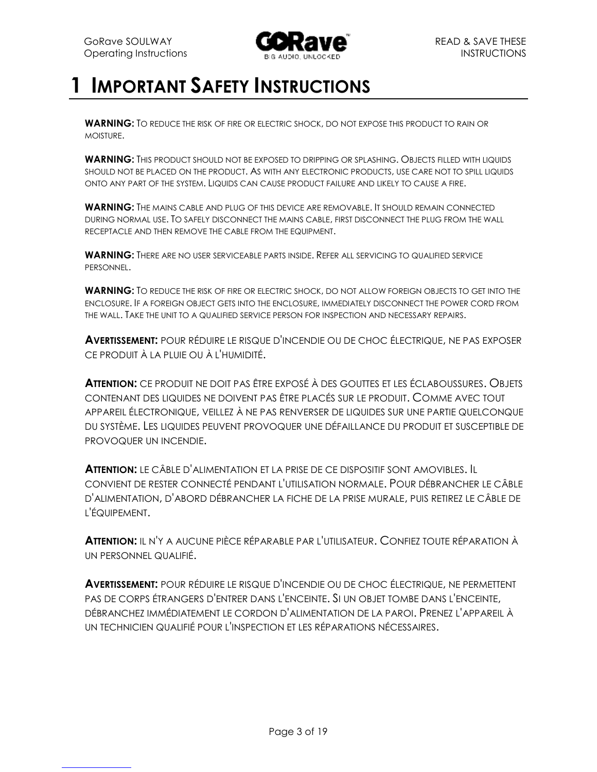# 1 Important Safety Instructions

**WARNING:** To reduce the risk of fire or electric shock, do not expose this product to rain or moisture.

**WARNING:** This product should not be exposed to dripping or splashing. Objects filled with liquids should not be placed on the product. As with any electronic products, use care not to spill liquids onto any part of the system. Liquids can cause product failure and likely to cause a fire.

**WARNING:** The mains cable and plug of this device are removable. It should remain connected during normal use. To safely disconnect the mains cable, first disconnect the plug from the wall receptacle and then remove the cable from the equipment.

**WARNING:** There are no user serviceable parts inside. Refer all servicing to qualified service personnel.

**WARNING:** To reduce the risk of fire or electric shock, do not allow foreign objects to get into the enclosure. If a foreign object gets into the enclosure, immediately disconnect the power cord from the wall. Take the unit to a qualified service person for inspection and necessary repairs.

**AVERTISSEMENT:** Pour réduire le risque d'incendie ou de choc électrique, ne pas exposer ce produit à la pluie ou à l'humidité.

**ATTENTION:** Ce produit ne doit pas être exposé à des gouttes et les éclaboussures. Objets contenant des liquides ne doivent pas être placés sur le produit. Comme avec tout appareil électronique, veillez à ne pas renverser de liquides sur une partie quelconque du système. Les liquides peuvent provoquer une défaillance du produit et susceptible de provoquer un incendie.

**ATTENTION:** Le câble d'alimentation et la prise de ce dispositif sont amovibles. Il convient de rester connecté pendant l'utilisation normale. Pour débrancher le câble d'alimentation, d'abord débrancher la fiche de la prise murale, puis retirez le câble de l'équipement.

**ATTENTION:** Il n'y a aucune pièce réparable par l'utilisateur. Confiez toute réparation à un personnel qualifié.

**AVERTISSEMENT:** Pour réduire le risque d'incendie ou de choc électrique, ne permettent pas de corps étrangers d'entrer dans l'enceinte. Si un objet tombe dans l'enceinte, débranchez immédiatement le cordon d'alimentation de la paroi. Prenez l'appareil à un technicien qualifié pour l'inspection et les réparations nécessaires.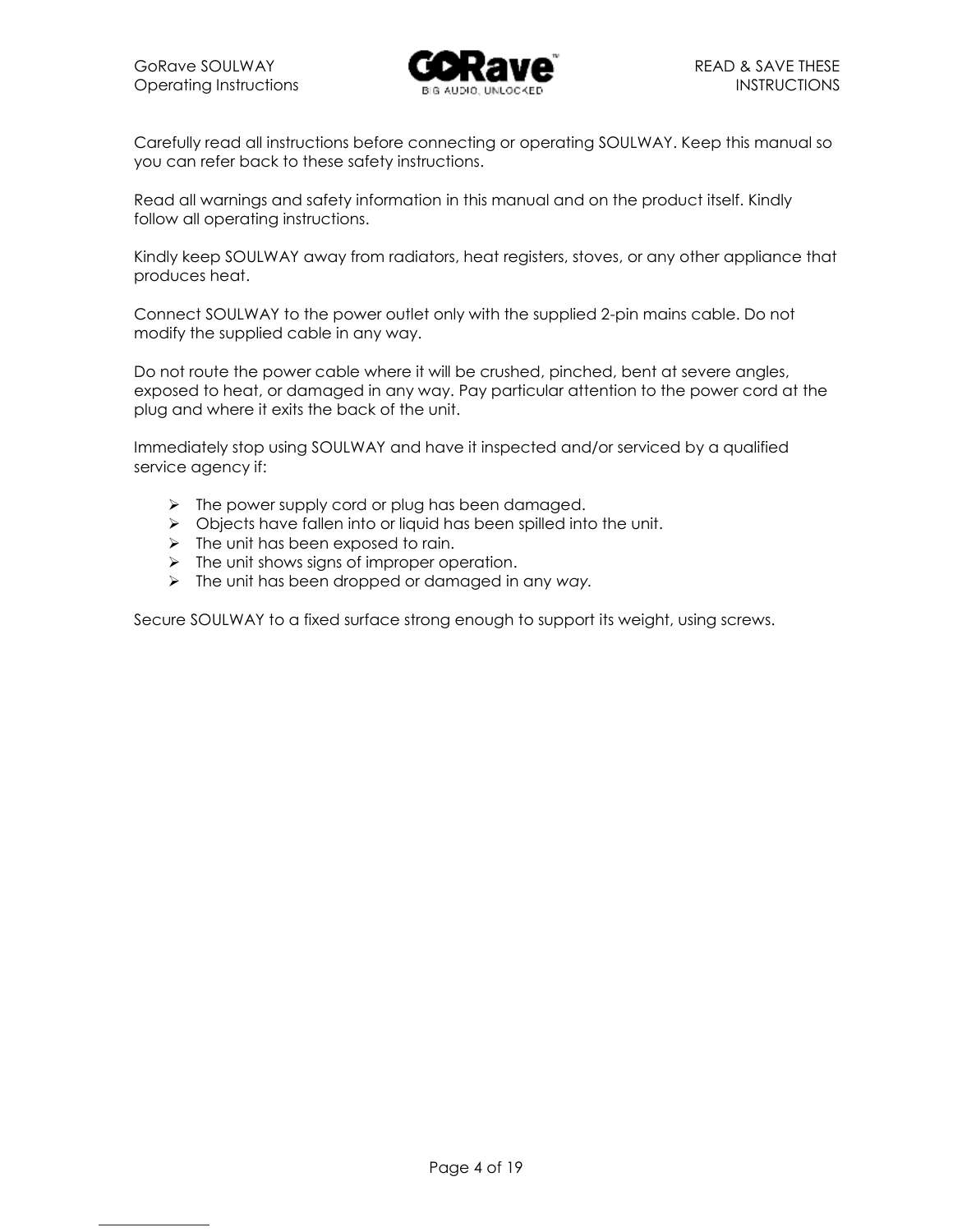Carefully read all instructions before connecting or operating SOULWAY. Keep this manual so you can refer back to these safety instructions.

Read all warnings and safety information in this manual and on the product itself. Kindly follow all operating instructions.

Kindly keep SOULWAY away from radiators, heat registers, stoves, or any other appliance that produces heat.

Connect SOULWAY to the power outlet only with the supplied 2-pin mains cable. Do not modify the supplied cable in any way.

Do not route the power cable where it will be crushed, pinched, bent at severe angles, exposed to heat, or damaged in any way. Pay particular attention to the power cord at the plug and where it exits the back of the unit.

Immediately stop using SOULWAY and have it inspected and/or serviced by a qualified service agency if:

- The power supply cord or plug has been damaged.
- Objects have fallen into or liquid has been spilled into the unit.
- The unit has been exposed to rain.
- The unit shows signs of improper operation.
- The unit has been dropped or damaged in any *way.*

Secure SOULWAY to a fixed surface strong enough to support its weight, using screws.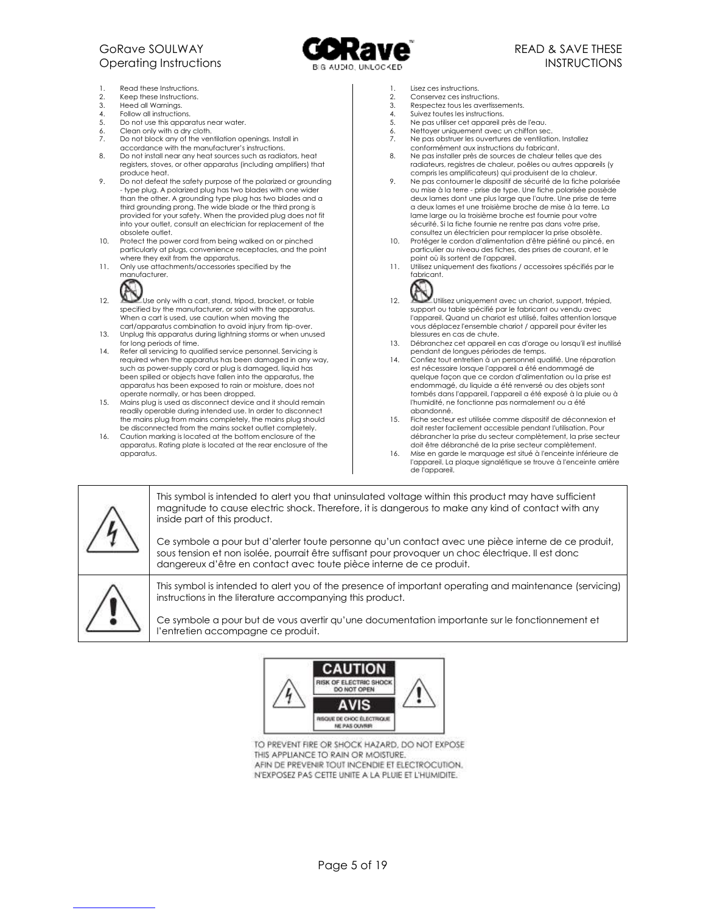GoRave SOULWAY
Operating Instructions

READ & SAVE THESE INSTRUCTIONS

1. Read these Instructions.
2. Keep these Instructions.
3. Heed all Warnings.
4. Follow all instructions.
5. Do not use this apparatus near water.
6. Clean only with a dry cloth.
7. Do not block any of the ventilation openings. Install in accordance with the manufacturer's instructions.
8. Do not install near any heat sources such as radiators, heat registers, stoves, or other apparatus (including amplifiers) that produce heat.
9. Do not defeat the safety purpose of the polarized or grounding - type plug. A polarized plug has two blades with one wider than the other. A grounding type plug has two blades and a third grounding prong. The wide blade or the third prong is provided for your safety. When the provided plug does not fit into your outlet, consult an electrician for replacement of the obsolete outlet.
10. Protect the power cord from being walked on or pinched particularly at plugs, convenience receptacles, and the point where they exit from the apparatus.
11. Only use attachments/accessories specified by the manufacturer.
12. Use only with a cart, stand, tripod, bracket, or table specified by the manufacturer, or sold with the apparatus. When a cart is used, use caution when moving the cart/apparatus combination to avoid injury from tip-over.
13. Unplug this apparatus during lightning storms or when unused for long periods of time.
14. Refer all servicing to qualified service personnel. Servicing is required when the apparatus has been damaged in any way, such as power-supply cord or plug is damaged, liquid has been spilled or objects have fallen into the apparatus, the apparatus has been exposed to rain or moisture, does not operate normally, or has been dropped.
15. Mains plug is used as disconnect device and it should remain readily operable during intended use. In order to disconnect the mains plug from mains completely, the mains plug should be disconnected from the mains socket outlet completely.
16. Caution marking is located at the bottom enclosure of the apparatus. Rating plate is located at the rear enclosure of the apparatus.

1. Lisez ces instructions.
2. Conservez ces instructions.
3. Respectez tous les avertissements.
4. Suivez toutes les instructions.
5. Ne pas utiliser cet appareil près de l'eau.
6. Nettoyer uniquement avec un chiffon sec.
7. Ne pas obstruer les ouvertures de ventilation. Installez conformément aux instructions du fabricant.
8. Ne pas installer près de sources de chaleur telles que des radiateurs, registres de chaleur, poêles ou autres appareils (y compris les amplificateurs) qui produisent de la chaleur.
9. Ne pas contourner le dispositif de sécurité de la fiche polarisée ou mise à la terre - prise de type. Une fiche polarisée possède deux lames dont une plus large que l'autre. Une prise de terre a deux lames et une troisième broche de mise à la terre. La lame large ou la troisième broche est fournie pour votre sécurité. Si la fiche fournie ne rentre pas dans votre prise, consultez un électricien pour remplacer la prise obsolète.
10. Protéger le cordon d'alimentation d'être piétiné ou pincé, en particulier au niveau des fiches, des prises de courant, et le point où ils sortent de l'appareil.
11. Utilisez uniquement des fixations / accessoires spécifiés par le fabricant.
12. Utilisez uniquement avec un chariot, support, trépied, support ou table spécifié par le fabricant ou vendu avec l'appareil. Quand un chariot est utilisé, faites attention lorsque vous déplacez l'ensemble chariot / appareil pour éviter les blessures en cas de chute.
13. Débranchez cet appareil en cas d'orage ou lorsqu'il est inutilisé pendant de longues périodes de temps.
14. Confiez tout entretien à un personnel qualifié. Une réparation est nécessaire lorsque l'appareil a été endommagé de quelque façon que ce cordon d'alimentation ou la prise est endommagé, du liquide a été renversé ou des objets sont tombés dans l'appareil, l'appareil a été exposé à la pluie ou à l'humidité, ne fonctionne pas normalement ou a été abandonné.
15. Fiche secteur est utilisée comme dispositif de déconnexion et doit rester facilement accessible pendant l'utilisation. Pour débrancher la prise du secteur complètement, la prise secteur doit être débranché de la prise secteur complètement.
16. Mise en garde le marquage est situé à l'enceinte inférieure de l'appareil. La plaque signalétique se trouve à l'enceinte arrière de l'appareil.

| | |
|---|---|
| ⚡ | This symbol is intended to alert you that uninsulated voltage within this product may have sufficient magnitude to cause electric shock. Therefore, it is dangerous to make any kind of contact with any inside part of this product.<br><br>Ce symbole a pour but d'alerter toute personne qu'un contact avec une pièce interne de ce produit, sous tension et non isolée, pourrait être suffisant pour provoquer un choc électrique. Il est donc dangereux d'être en contact avec toute pièce interne de ce produit. |
| ⚠ | This symbol is intended to alert you of the presence of important operating and maintenance (servicing) instructions in the literature accompanying this product.<br><br>Ce symbole a pour but de vous avertir qu'une documentation importante sur le fonctionnement et l'entretien accompagne ce produit. |

**CAUTION**
RISK OF ELECTRIC SHOCK
DO NOT OPEN

**AVIS**
RISQUE DE CHOC ÉLECTRIQUE
NE PAS OUVRIR

TO PREVENT FIRE OR SHOCK HAZARD, DO NOT EXPOSE THIS APPLIANCE TO RAIN OR MOISTURE.
AFIN DE PREVENIR TOUT INCENDIE ET ELECTROCUTION, N'EXPOSEZ PAS CETTE UNITE A LA PLUIE ET L'HUMIDITE.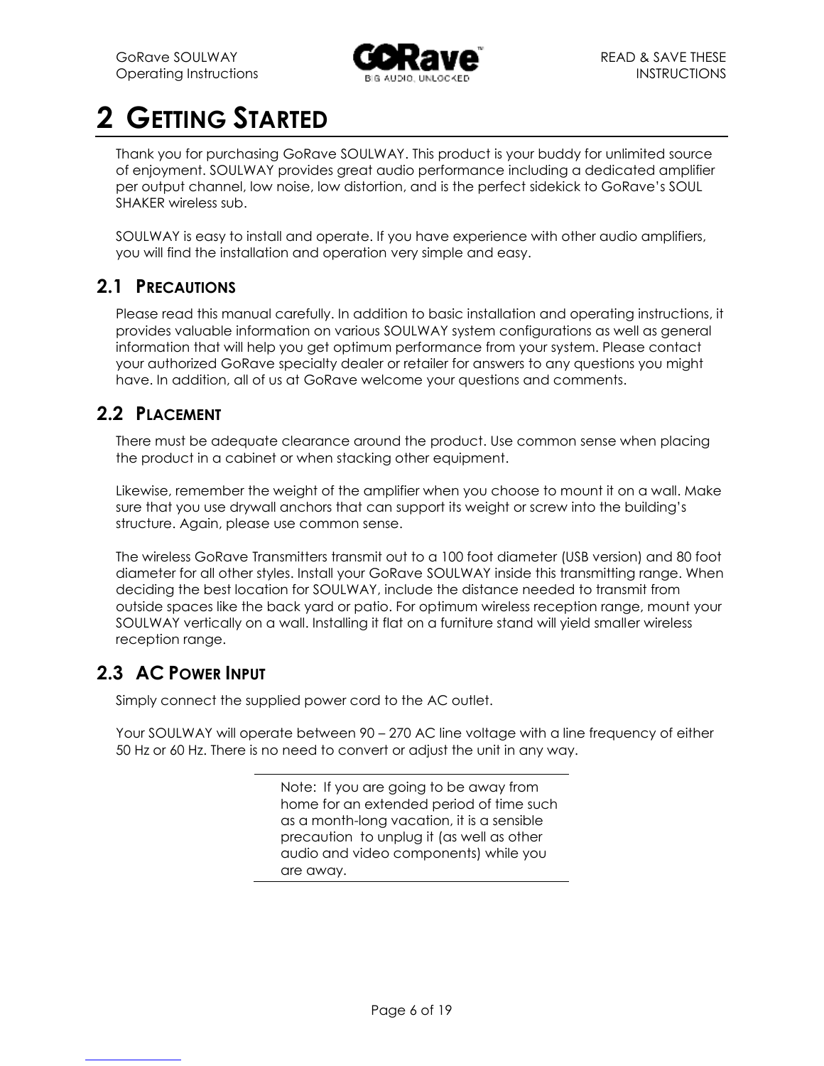# 2 GETTING STARTED

Thank you for purchasing GoRave SOULWAY. This product is your buddy for unlimited source of enjoyment. SOULWAY provides great audio performance including a dedicated amplifier per output channel, low noise, low distortion, and is the perfect sidekick to GoRave's SOUL SHAKER wireless sub.

SOULWAY is easy to install and operate. If you have experience with other audio amplifiers, you will find the installation and operation very simple and easy.

## 2.1 PRECAUTIONS

Please read this manual carefully. In addition to basic installation and operating instructions, it provides valuable information on various SOULWAY system configurations as well as general information that will help you get optimum performance from your system. Please contact your authorized GoRave specialty dealer or retailer for answers to any questions you might have. In addition, all of us at GoRave welcome your questions and comments.

## 2.2 PLACEMENT

There must be adequate clearance around the product. Use common sense when placing the product in a cabinet or when stacking other equipment.

Likewise, remember the weight of the amplifier when you choose to mount it on a wall. Make sure that you use drywall anchors that can support its weight or screw into the building's structure. Again, please use common sense.

The wireless GoRave Transmitters transmit out to a 100 foot diameter (USB version) and 80 foot diameter for all other styles. Install your GoRave SOULWAY inside this transmitting range. When deciding the best location for SOULWAY, include the distance needed to transmit from outside spaces like the back yard or patio. For optimum wireless reception range, mount your SOULWAY vertically on a wall. Installing it flat on a furniture stand will yield smaller wireless reception range.

## 2.3 AC POWER INPUT

Simply connect the supplied power cord to the AC outlet.

Your SOULWAY will operate between 90 – 270 AC line voltage with a line frequency of either 50 Hz or 60 Hz. There is no need to convert or adjust the unit in any way.

---

Note: If you are going to be away from home for an extended period of time such as a month-long vacation, it is a sensible precaution to unplug it (as well as other audio and video components) while you are away.

---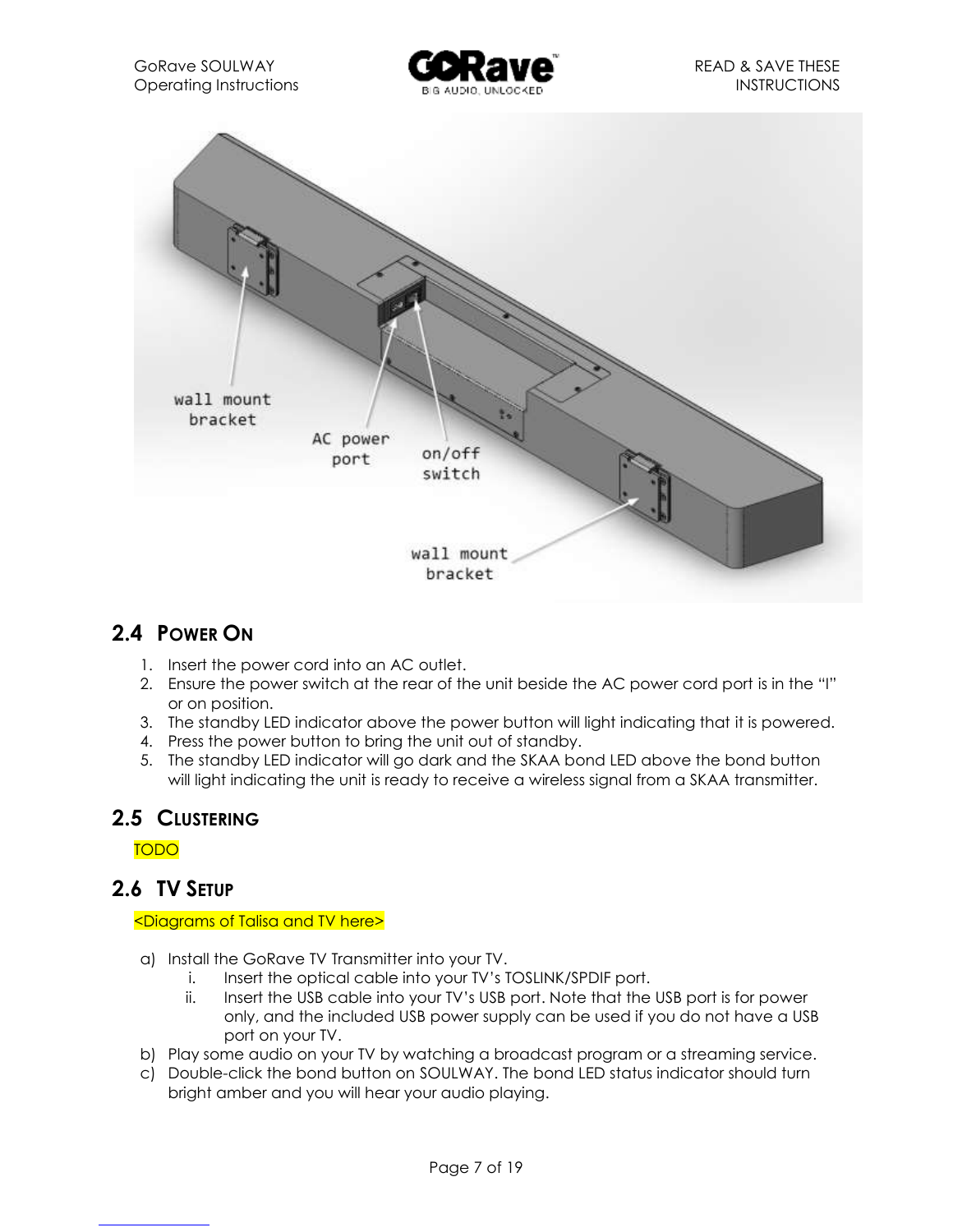## 2.4 POWER ON

1. Insert the power cord into an AC outlet.
2. Ensure the power switch at the rear of the unit beside the AC power cord port is in the "I" or on position.
3. The standby LED indicator above the power button will light indicating that it is powered.
4. Press the power button to bring the unit out of standby.
5. The standby LED indicator will go dark and the SKAA bond LED above the bond button will light indicating the unit is ready to receive a wireless signal from a SKAA transmitter.

## 2.5 CLUSTERING

TODO

## 2.6 TV SETUP

<Diagrams of Talisa and TV here>

a) Install the GoRave TV Transmitter into your TV.
   i. Insert the optical cable into your TV's TOSLINK/SPDIF port.
   ii. Insert the USB cable into your TV's USB port. Note that the USB port is for power only, and the included USB power supply can be used if you do not have a USB port on your TV.
b) Play some audio on your TV by watching a broadcast program or a streaming service.
c) Double-click the bond button on SOULWAY. The bond LED status indicator should turn bright amber and you will hear your audio playing.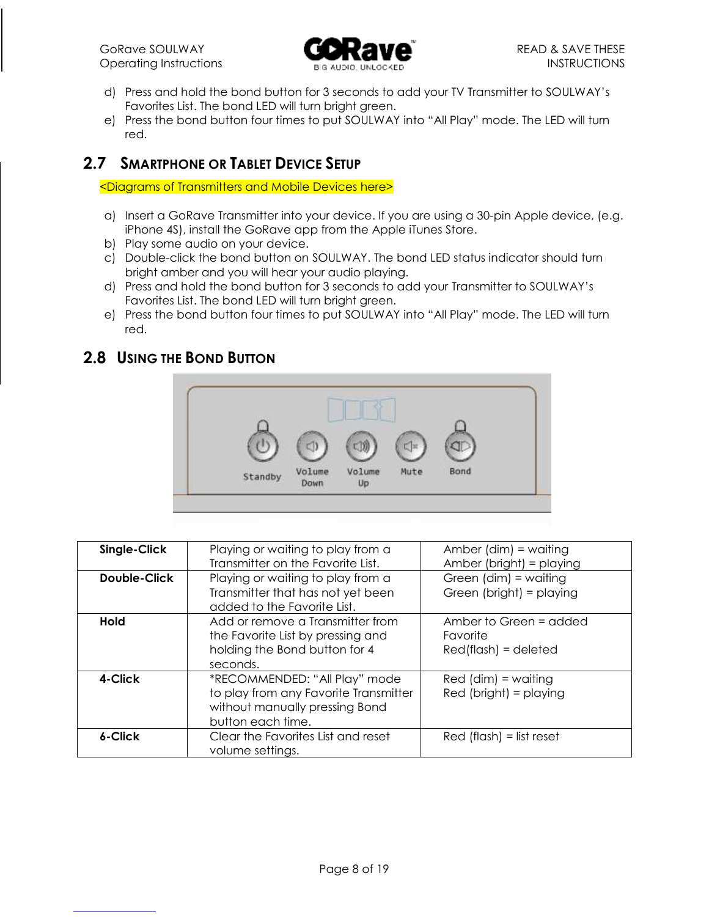d) Press and hold the bond button for 3 seconds to add your TV Transmitter to SOULWAY's Favorites List. The bond LED will turn bright green.
e) Press the bond button four times to put SOULWAY into "All Play" mode. The LED will turn red.

## 2.7 Smartphone or Tablet Device Setup

<Diagrams of Transmitters and Mobile Devices here>

a) Insert a GoRave Transmitter into your device. If you are using a 30-pin Apple device, (e.g. iPhone 4S), install the GoRave app from the Apple iTunes Store.
b) Play some audio on your device.
c) Double-click the bond button on SOULWAY. The bond LED status indicator should turn bright amber and you will hear your audio playing.
d) Press and hold the bond button for 3 seconds to add your Transmitter to SOULWAY's Favorites List. The bond LED will turn bright green.
e) Press the bond button four times to put SOULWAY into "All Play" mode. The LED will turn red.

## 2.8 Using the Bond Button

Standby Volume Down Volume Up Mute Bond

| | | |
|---|---|---|
| **Single-Click** | Playing or waiting to play from a Transmitter on the Favorite List. | Amber (dim) = waiting<br>Amber (bright) = playing |
| **Double-Click** | Playing or waiting to play from a Transmitter that has not yet been added to the Favorite List. | Green (dim) = waiting<br>Green (bright) = playing |
| **Hold** | Add or remove a Transmitter from the Favorite List by pressing and holding the Bond button for 4 seconds. | Amber to Green = added Favorite<br>Red(flash) = deleted |
| **4-Click** | *RECOMMENDED: "All Play" mode to play from any Favorite Transmitter without manually pressing Bond button each time. | Red (dim) = waiting<br>Red (bright) = playing |
| **6-Click** | Clear the Favorites List and reset volume settings. | Red (flash) = list reset |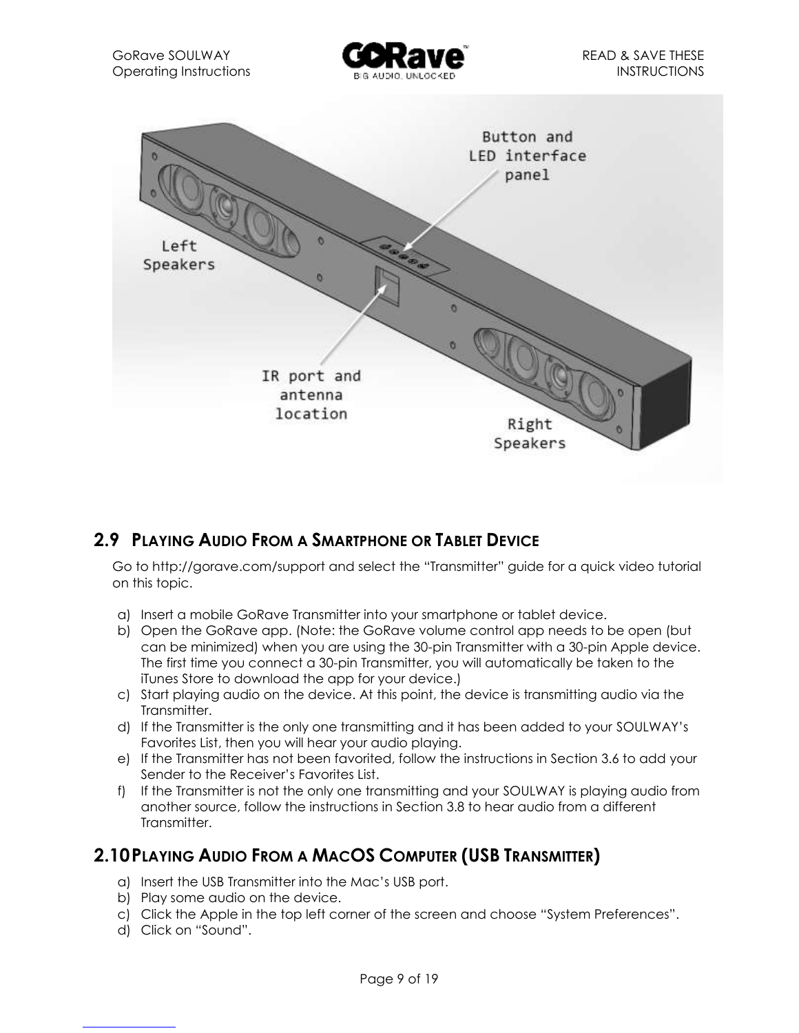## 2.9 PLAYING AUDIO FROM A SMARTPHONE OR TABLET DEVICE

Go to http://gorave.com/support and select the "Transmitter" guide for a quick video tutorial on this topic.

a) Insert a mobile GoRave Transmitter into your smartphone or tablet device.
b) Open the GoRave app. (Note: the GoRave volume control app needs to be open (but can be minimized) when you are using the 30-pin Transmitter with a 30-pin Apple device. The first time you connect a 30-pin Transmitter, you will automatically be taken to the iTunes Store to download the app for your device.)
c) Start playing audio on the device. At this point, the device is transmitting audio via the Transmitter.
d) If the Transmitter is the only one transmitting and it has been added to your SOULWAY's Favorites List, then you will hear your audio playing.
e) If the Transmitter has not been favorited, follow the instructions in Section 3.6 to add your Sender to the Receiver's Favorites List.
f) If the Transmitter is not the only one transmitting and your SOULWAY is playing audio from another source, follow the instructions in Section 3.8 to hear audio from a different Transmitter.

## 2.10 PLAYING AUDIO FROM A MACOS COMPUTER (USB TRANSMITTER)

a) Insert the USB Transmitter into the Mac's USB port.
b) Play some audio on the device.
c) Click the Apple in the top left corner of the screen and choose "System Preferences".
d) Click on "Sound".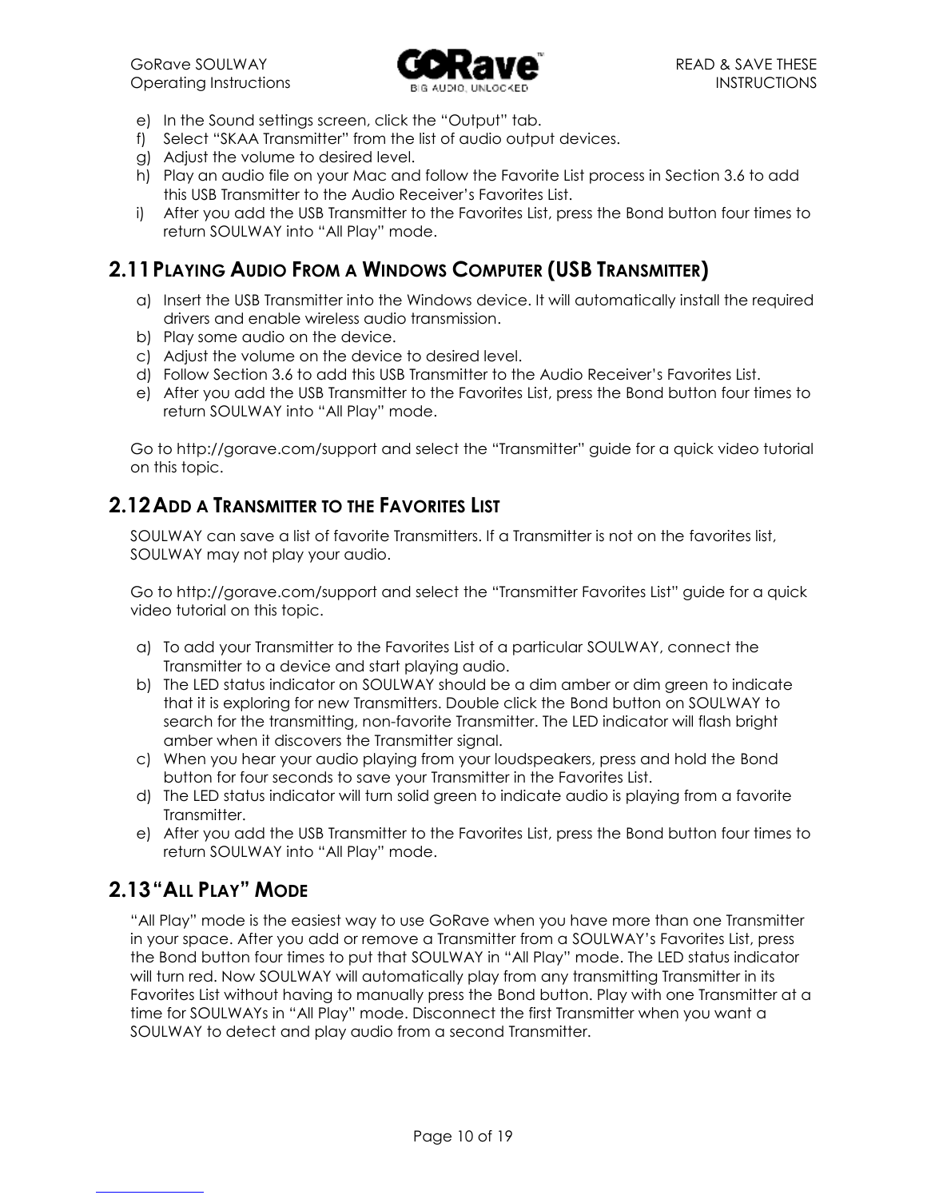e) In the Sound settings screen, click the “Output” tab.
f) Select “SKAA Transmitter” from the list of audio output devices.
g) Adjust the volume to desired level.
h) Play an audio file on your Mac and follow the Favorite List process in Section 3.6 to add this USB Transmitter to the Audio Receiver’s Favorites List.
i) After you add the USB Transmitter to the Favorites List, press the Bond button four times to return SOULWAY into “All Play” mode.

## 2.11 PLAYING AUDIO FROM A WINDOWS COMPUTER (USB TRANSMITTER)

a) Insert the USB Transmitter into the Windows device. It will automatically install the required drivers and enable wireless audio transmission.
b) Play some audio on the device.
c) Adjust the volume on the device to desired level.
d) Follow Section 3.6 to add this USB Transmitter to the Audio Receiver’s Favorites List.
e) After you add the USB Transmitter to the Favorites List, press the Bond button four times to return SOULWAY into “All Play” mode.

Go to http://gorave.com/support and select the “Transmitter” guide for a quick video tutorial on this topic.

## 2.12 ADD A TRANSMITTER TO THE FAVORITES LIST

SOULWAY can save a list of favorite Transmitters. If a Transmitter is not on the favorites list, SOULWAY may not play your audio.

Go to http://gorave.com/support and select the “Transmitter Favorites List” guide for a quick video tutorial on this topic.

a) To add your Transmitter to the Favorites List of a particular SOULWAY, connect the Transmitter to a device and start playing audio.
b) The LED status indicator on SOULWAY should be a dim amber or dim green to indicate that it is exploring for new Transmitters. Double click the Bond button on SOULWAY to search for the transmitting, non-favorite Transmitter. The LED indicator will flash bright amber when it discovers the Transmitter signal.
c) When you hear your audio playing from your loudspeakers, press and hold the Bond button for four seconds to save your Transmitter in the Favorites List.
d) The LED status indicator will turn solid green to indicate audio is playing from a favorite Transmitter.
e) After you add the USB Transmitter to the Favorites List, press the Bond button four times to return SOULWAY into “All Play” mode.

## 2.13 “ALL PLAY” MODE

“All Play” mode is the easiest way to use GoRave when you have more than one Transmitter in your space. After you add or remove a Transmitter from a SOULWAY’s Favorites List, press the Bond button four times to put that SOULWAY in “All Play” mode. The LED status indicator will turn red. Now SOULWAY will automatically play from any transmitting Transmitter in its Favorites List without having to manually press the Bond button. Play with one Transmitter at a time for SOULWAYs in “All Play” mode. Disconnect the first Transmitter when you want a SOULWAY to detect and play audio from a second Transmitter.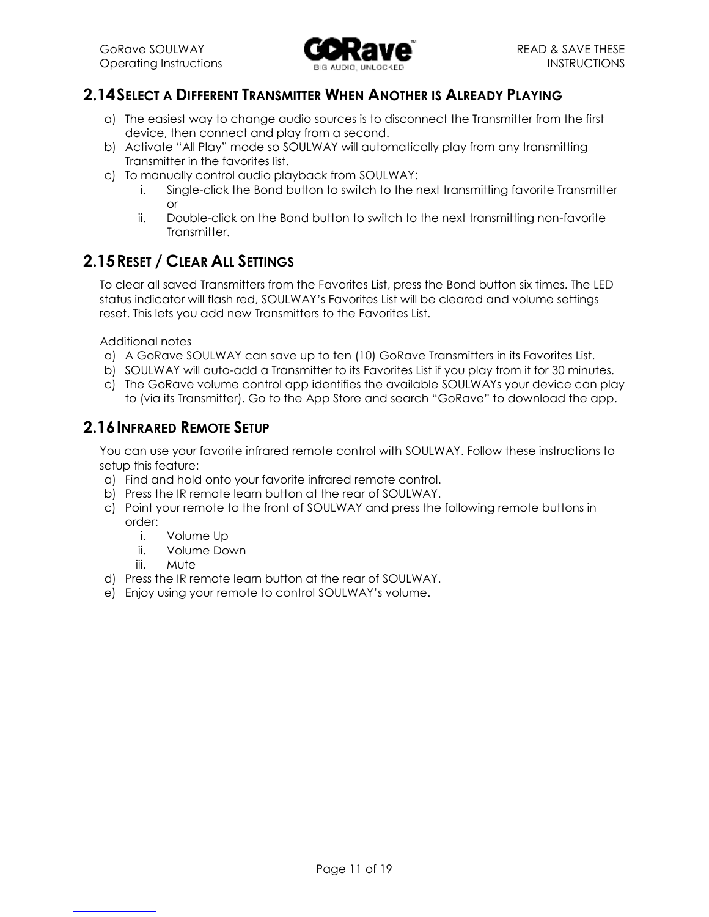## 2.14 Select a Different Transmitter When Another is Already Playing

a) The easiest way to change audio sources is to disconnect the Transmitter from the first device, then connect and play from a second.
b) Activate "All Play" mode so SOULWAY will automatically play from any transmitting Transmitter in the favorites list.
c) To manually control audio playback from SOULWAY:
    i. Single-click the Bond button to switch to the next transmitting favorite Transmitter or
    ii. Double-click on the Bond button to switch to the next transmitting non-favorite Transmitter.

## 2.15 Reset / Clear All Settings

To clear all saved Transmitters from the Favorites List, press the Bond button six times. The LED status indicator will flash red, SOULWAY's Favorites List will be cleared and volume settings reset. This lets you add new Transmitters to the Favorites List.

Additional notes

a) A GoRave SOULWAY can save up to ten (10) GoRave Transmitters in its Favorites List.
b) SOULWAY will auto-add a Transmitter to its Favorites List if you play from it for 30 minutes.
c) The GoRave volume control app identifies the available SOULWAYs your device can play to (via its Transmitter). Go to the App Store and search "GoRave" to download the app.

## 2.16 Infrared Remote Setup

You can use your favorite infrared remote control with SOULWAY. Follow these instructions to setup this feature:

a) Find and hold onto your favorite infrared remote control.
b) Press the IR remote learn button at the rear of SOULWAY.
c) Point your remote to the front of SOULWAY and press the following remote buttons in order:
    i. Volume Up
    ii. Volume Down
    iii. Mute
d) Press the IR remote learn button at the rear of SOULWAY.
e) Enjoy using your remote to control SOULWAY's volume.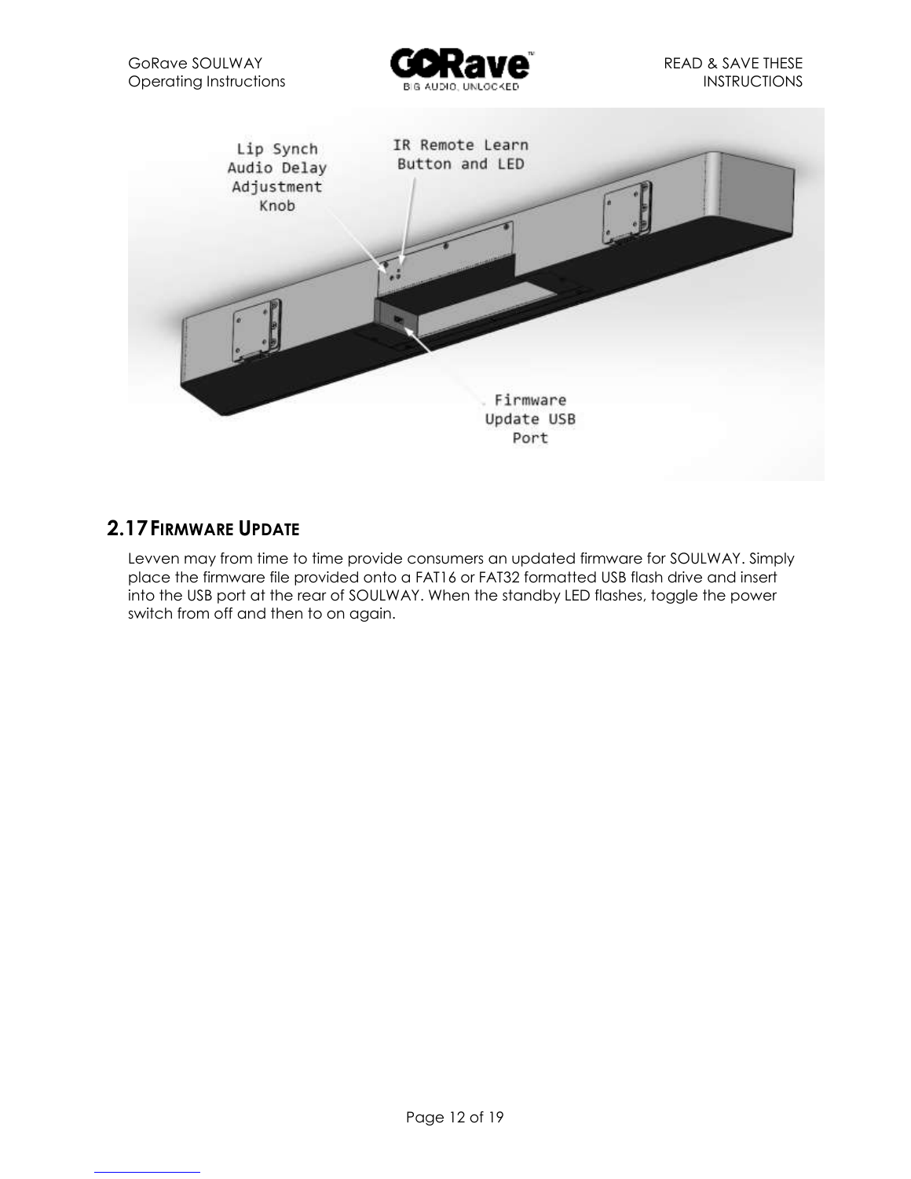## 2.17 Firmware Update

Levven may from time to time provide consumers an updated firmware for SOULWAY. Simply place the firmware file provided onto a FAT16 or FAT32 formatted USB flash drive and insert into the USB port at the rear of SOULWAY. When the standby LED flashes, toggle the power switch from off and then to on again.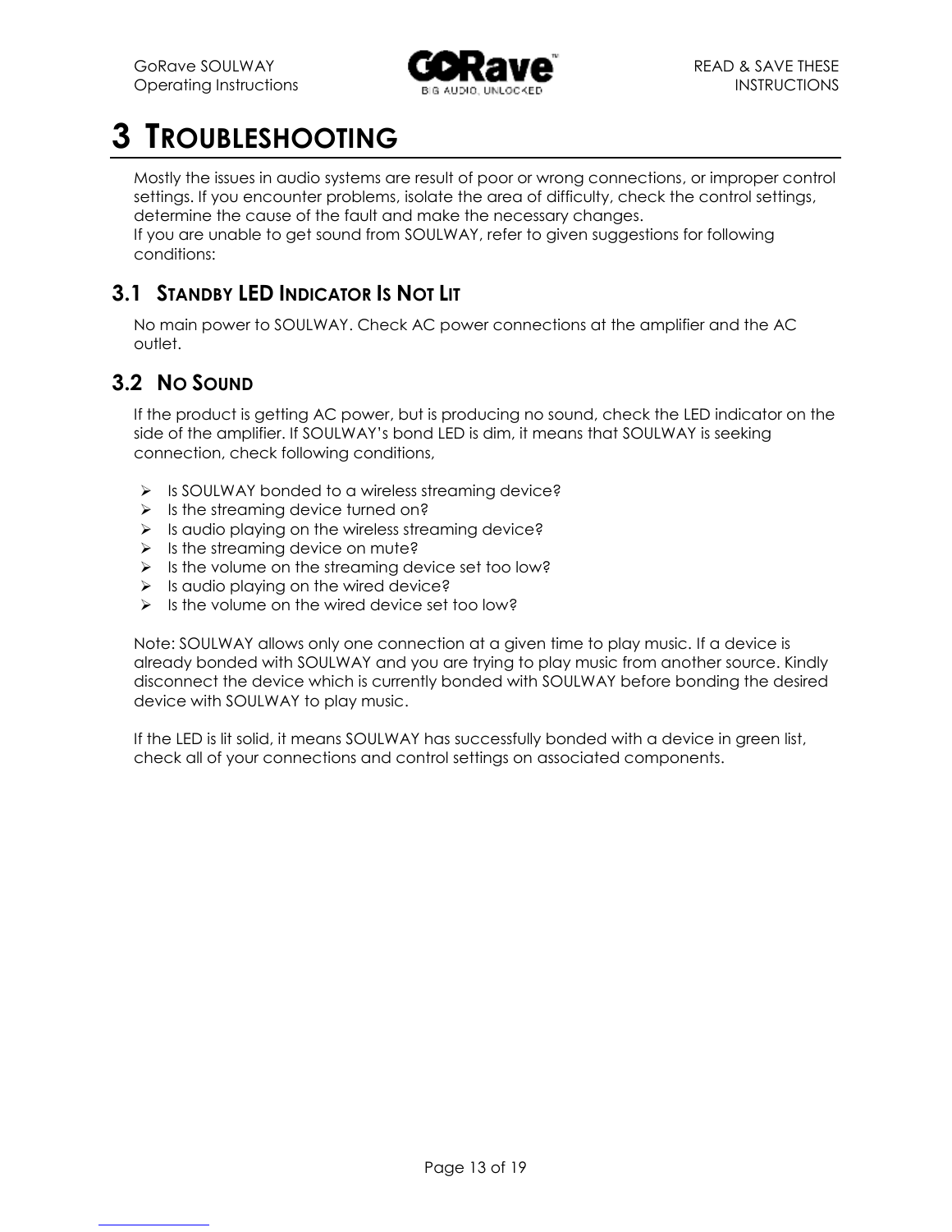# 3 TROUBLESHOOTING

Mostly the issues in audio systems are result of poor or wrong connections, or improper control settings. If you encounter problems, isolate the area of difficulty, check the control settings, determine the cause of the fault and make the necessary changes.
If you are unable to get sound from SOULWAY, refer to given suggestions for following conditions:

## 3.1 STANDBY LED INDICATOR IS NOT LIT

No main power to SOULWAY. Check AC power connections at the amplifier and the AC outlet.

## 3.2 NO SOUND

If the product is getting AC power, but is producing no sound, check the LED indicator on the side of the amplifier. If SOULWAY's bond LED is dim, it means that SOULWAY is seeking connection, check following conditions,

- Is SOULWAY bonded to a wireless streaming device?
- Is the streaming device turned on?
- Is audio playing on the wireless streaming device?
- Is the streaming device on mute?
- Is the volume on the streaming device set too low?
- Is audio playing on the wired device?
- Is the volume on the wired device set too low?

Note: SOULWAY allows only one connection at a given time to play music. If a device is already bonded with SOULWAY and you are trying to play music from another source. Kindly disconnect the device which is currently bonded with SOULWAY before bonding the desired device with SOULWAY to play music.

If the LED is lit solid, it means SOULWAY has successfully bonded with a device in green list, check all of your connections and control settings on associated components.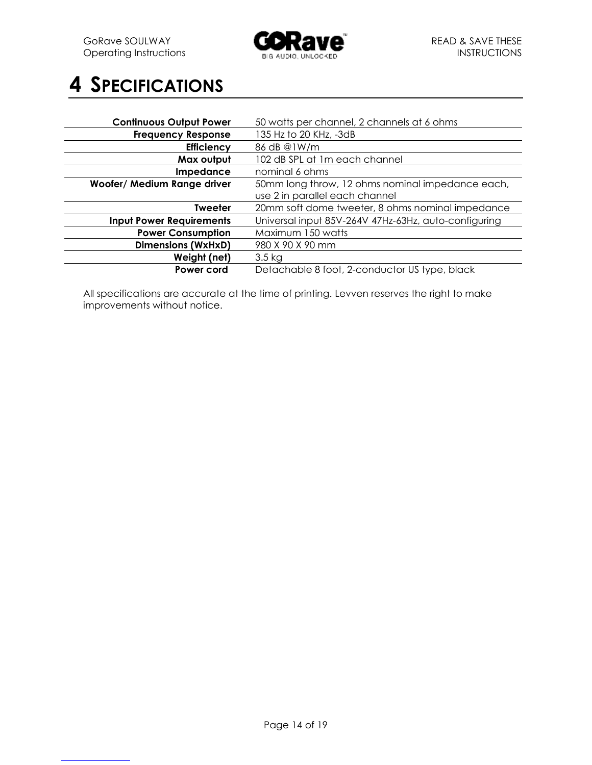# 4 SPECIFICATIONS

| | |
|---|---|
| **Continuous Output Power** | 50 watts per channel, 2 channels at 6 ohms |
| **Frequency Response** | 135 Hz to 20 KHz, -3dB |
| **Efficiency** | 86 dB @1W/m |
| **Max output** | 102 dB SPL at 1m each channel |
| **Impedance** | nominal 6 ohms |
| **Woofer/ Medium Range driver** | 50mm long throw, 12 ohms nominal impedance each, use 2 in parallel each channel |
| **Tweeter** | 20mm soft dome tweeter, 8 ohms nominal impedance |
| **Input Power Requirements** | Universal input 85V-264V 47Hz-63Hz, auto-configuring |
| **Power Consumption** | Maximum 150 watts |
| **Dimensions (WxHxD)** | 980 X 90 X 90 mm |
| **Weight (net)** | 3.5 kg |
| **Power cord** | Detachable 8 foot, 2-conductor US type, black |

All specifications are accurate at the time of printing. Levven reserves the right to make improvements without notice.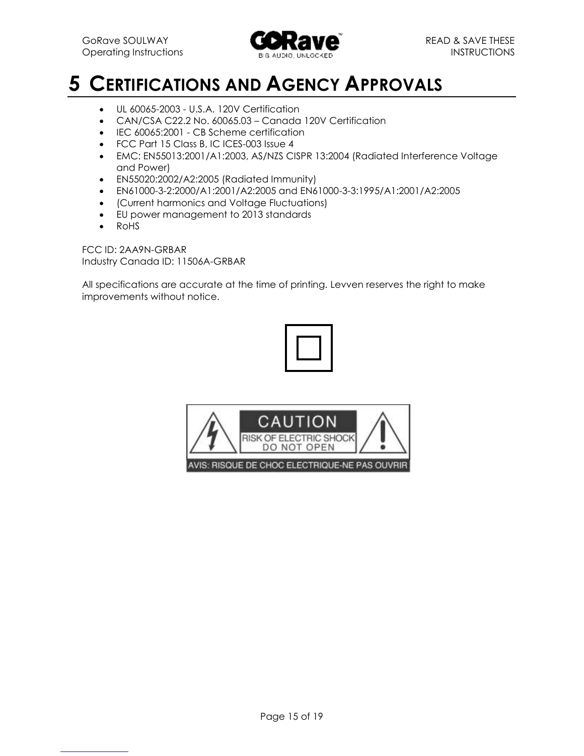# 5 CERTIFICATIONS AND AGENCY APPROVALS

- UL 60065-2003 - U.S.A. 120V Certification
- CAN/CSA C22.2 No. 60065.03 – Canada 120V Certification
- IEC 60065:2001 - CB Scheme certification
- FCC Part 15 Class B, IC ICES-003 Issue 4
- EMC: EN55013:2001/A1:2003, AS/NZS CISPR 13:2004 (Radiated Interference Voltage and Power)
- EN55020:2002/A2:2005 (Radiated Immunity)
- EN61000-3-2:2000/A1:2001/A2:2005 and EN61000-3-3:1995/A1:2001/A2:2005
- (Current harmonics and Voltage Fluctuations)
- EU power management to 2013 standards
- RoHS

FCC ID: 2AA9N-GRBAR
Industry Canada ID: 11506A-GRBAR

All specifications are accurate at the time of printing. Levven reserves the right to make improvements without notice.

CAUTION
RISK OF ELECTRIC SHOCK
DO NOT OPEN
AVIS: RISQUE DE CHOC ELECTRIQUE-NE PAS OUVRIR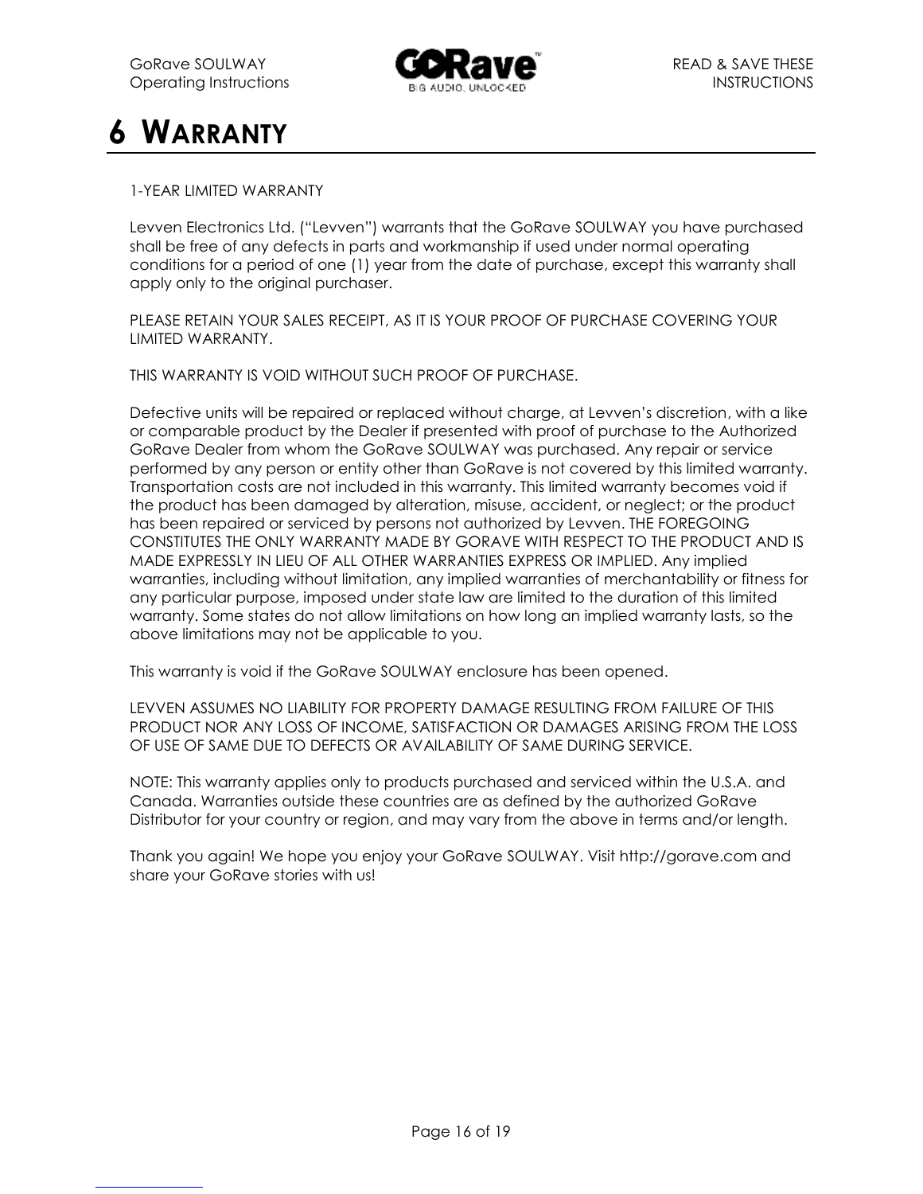# 6 WARRANTY

1-YEAR LIMITED WARRANTY

Levven Electronics Ltd. ("Levven") warrants that the GoRave SOULWAY you have purchased shall be free of any defects in parts and workmanship if used under normal operating conditions for a period of one (1) year from the date of purchase, except this warranty shall apply only to the original purchaser.

PLEASE RETAIN YOUR SALES RECEIPT, AS IT IS YOUR PROOF OF PURCHASE COVERING YOUR LIMITED WARRANTY.

THIS WARRANTY IS VOID WITHOUT SUCH PROOF OF PURCHASE.

Defective units will be repaired or replaced without charge, at Levven's discretion, with a like or comparable product by the Dealer if presented with proof of purchase to the Authorized GoRave Dealer from whom the GoRave SOULWAY was purchased. Any repair or service performed by any person or entity other than GoRave is not covered by this limited warranty. Transportation costs are not included in this warranty. This limited warranty becomes void if the product has been damaged by alteration, misuse, accident, or neglect; or the product has been repaired or serviced by persons not authorized by Levven. THE FOREGOING CONSTITUTES THE ONLY WARRANTY MADE BY GORAVE WITH RESPECT TO THE PRODUCT AND IS MADE EXPRESSLY IN LIEU OF ALL OTHER WARRANTIES EXPRESS OR IMPLIED. Any implied warranties, including without limitation, any implied warranties of merchantability or fitness for any particular purpose, imposed under state law are limited to the duration of this limited warranty. Some states do not allow limitations on how long an implied warranty lasts, so the above limitations may not be applicable to you.

This warranty is void if the GoRave SOULWAY enclosure has been opened.

LEVVEN ASSUMES NO LIABILITY FOR PROPERTY DAMAGE RESULTING FROM FAILURE OF THIS PRODUCT NOR ANY LOSS OF INCOME, SATISFACTION OR DAMAGES ARISING FROM THE LOSS OF USE OF SAME DUE TO DEFECTS OR AVAILABILITY OF SAME DURING SERVICE.

NOTE: This warranty applies only to products purchased and serviced within the U.S.A. and Canada. Warranties outside these countries are as defined by the authorized GoRave Distributor for your country or region, and may vary from the above in terms and/or length.

Thank you again! We hope you enjoy your GoRave SOULWAY. Visit http://gorave.com and share your GoRave stories with us!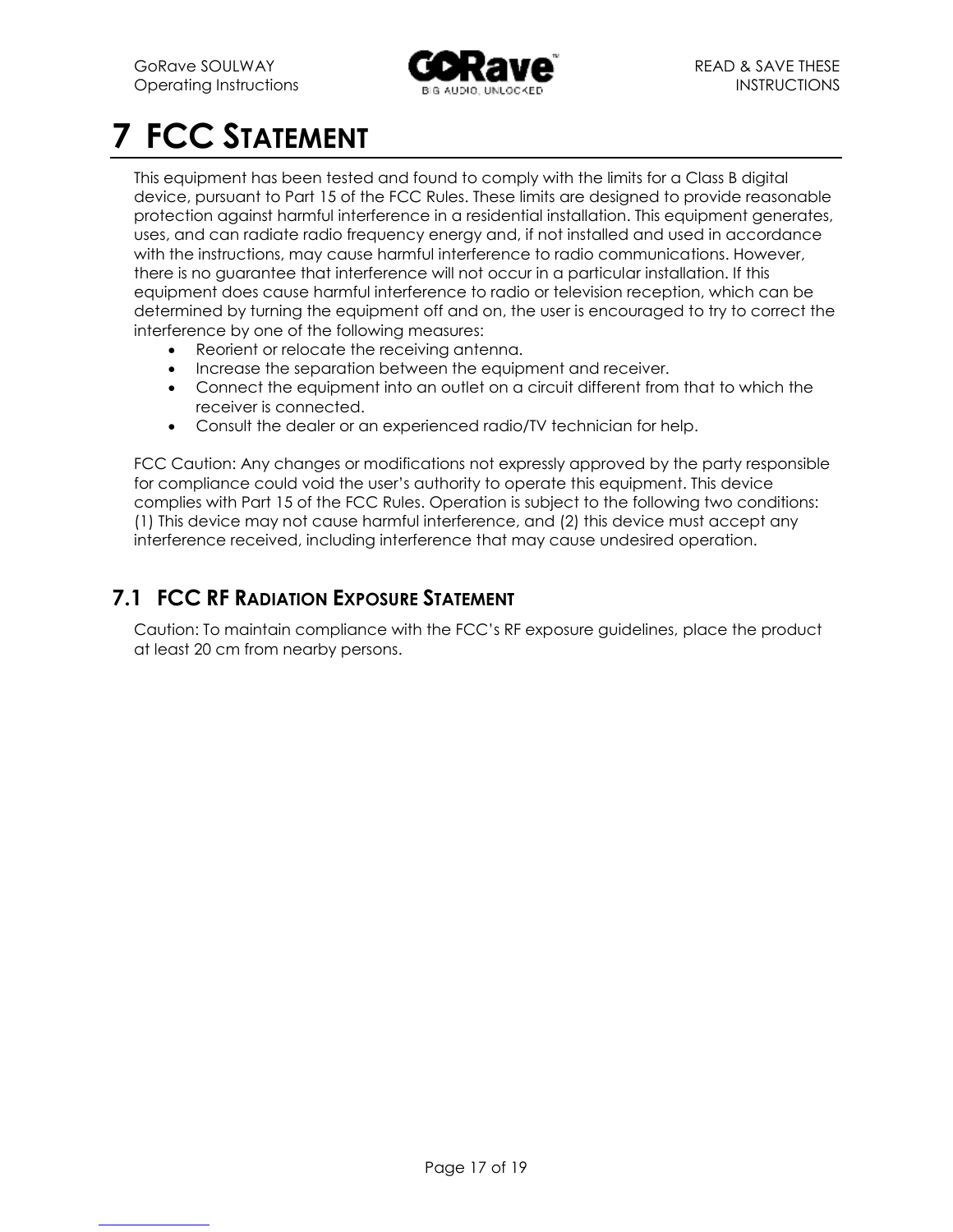# 7 FCC STATEMENT

This equipment has been tested and found to comply with the limits for a Class B digital device, pursuant to Part 15 of the FCC Rules. These limits are designed to provide reasonable protection against harmful interference in a residential installation. This equipment generates, uses, and can radiate radio frequency energy and, if not installed and used in accordance with the instructions, may cause harmful interference to radio communications. However, there is no guarantee that interference will not occur in a particular installation. If this equipment does cause harmful interference to radio or television reception, which can be determined by turning the equipment off and on, the user is encouraged to try to correct the interference by one of the following measures:

- Reorient or relocate the receiving antenna.
- Increase the separation between the equipment and receiver.
- Connect the equipment into an outlet on a circuit different from that to which the receiver is connected.
- Consult the dealer or an experienced radio/TV technician for help.

FCC Caution: Any changes or modifications not expressly approved by the party responsible for compliance could void the user's authority to operate this equipment. This device complies with Part 15 of the FCC Rules. Operation is subject to the following two conditions: (1) This device may not cause harmful interference, and (2) this device must accept any interference received, including interference that may cause undesired operation.

## 7.1 FCC RF RADIATION EXPOSURE STATEMENT

Caution: To maintain compliance with the FCC's RF exposure guidelines, place the product at least 20 cm from nearby persons.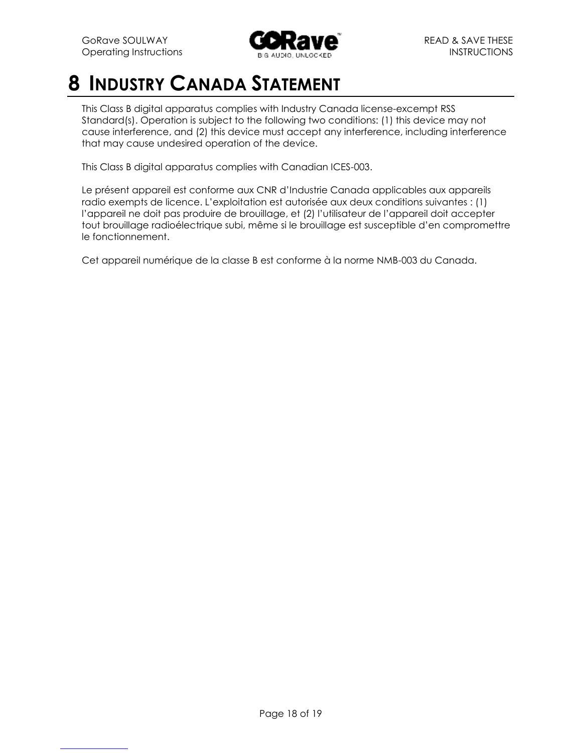# 8 INDUSTRY CANADA STATEMENT

This Class B digital apparatus complies with Industry Canada license-excempt RSS Standard(s). Operation is subject to the following two conditions: (1) this device may not cause interference, and (2) this device must accept any interference, including interference that may cause undesired operation of the device.

This Class B digital apparatus complies with Canadian ICES-003.

Le présent appareil est conforme aux CNR d'Industrie Canada applicables aux appareils radio exempts de licence. L'exploitation est autorisée aux deux conditions suivantes : (1) l'appareil ne doit pas produire de brouillage, et (2) l'utilisateur de l'appareil doit accepter tout brouillage radioélectrique subi, même si le brouillage est susceptible d'en compromettre le fonctionnement.

Cet appareil numérique de la classe B est conforme à la norme NMB-003 du Canada.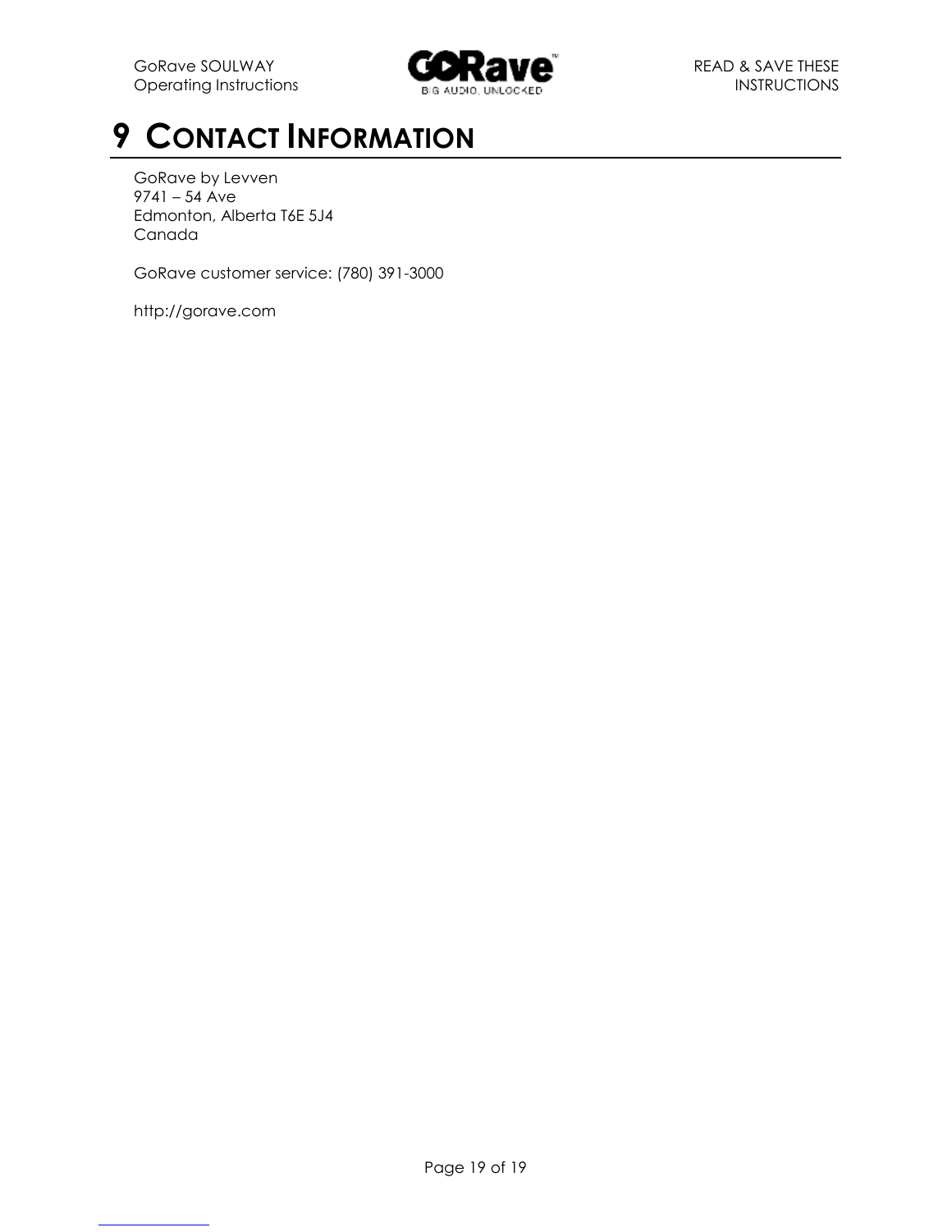# 9 CONTACT INFORMATION

GoRave by Levven
9741 – 54 Ave
Edmonton, Alberta T6E 5J4
Canada

GoRave customer service: (780) 391-3000

http://gorave.com